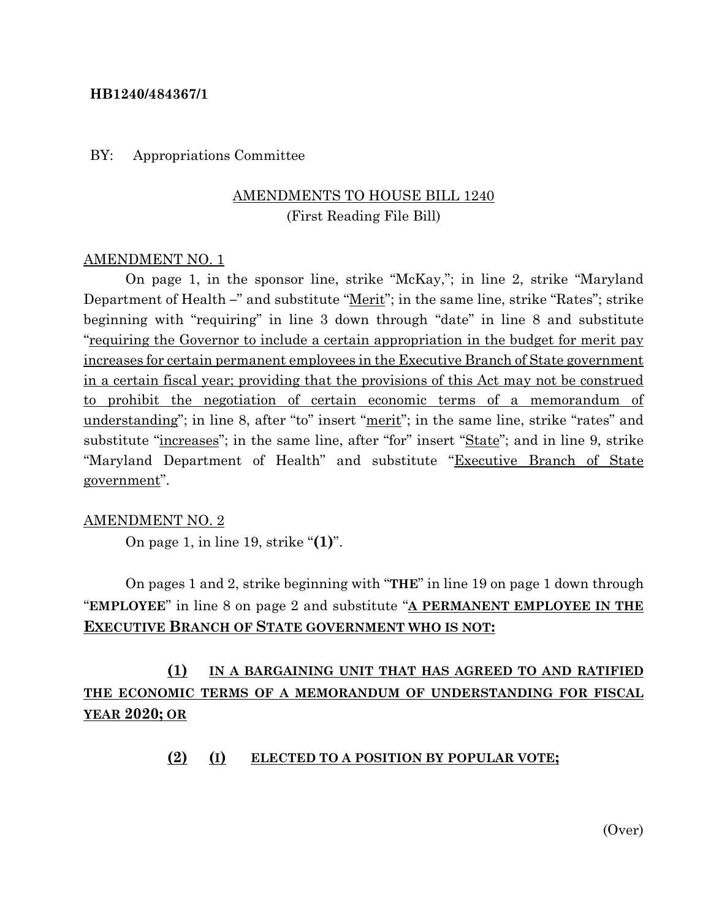**HB1240/484367/1**

BY: Appropriations Committee

AMENDMENTS TO HOUSE BILL 1240
(First Reading File Bill)

AMENDMENT NO. 1

On page 1, in the sponsor line, strike "McKay,"; in line 2, strike "Maryland Department of Health –" and substitute "Merit"; in the same line, strike "Rates"; strike beginning with "requiring" in line 3 down through "date" in line 8 and substitute "requiring the Governor to include a certain appropriation in the budget for merit pay increases for certain permanent employees in the Executive Branch of State government in a certain fiscal year; providing that the provisions of this Act may not be construed to prohibit the negotiation of certain economic terms of a memorandum of understanding"; in line 8, after "to" insert "merit"; in the same line, strike "rates" and substitute "increases"; in the same line, after "for" insert "State"; and in line 9, strike "Maryland Department of Health" and substitute "Executive Branch of State government".

AMENDMENT NO. 2

On page 1, in line 19, strike "**(1)**".

On pages 1 and 2, strike beginning with "**THE**" in line 19 on page 1 down through "**EMPLOYEE**" in line 8 on page 2 and substitute "**A PERMANENT EMPLOYEE IN THE EXECUTIVE BRANCH OF STATE GOVERNMENT WHO IS NOT:**

**(1) IN A BARGAINING UNIT THAT HAS AGREED TO AND RATIFIED THE ECONOMIC TERMS OF A MEMORANDUM OF UNDERSTANDING FOR FISCAL YEAR 2020; OR**

**(2) (I) ELECTED TO A POSITION BY POPULAR VOTE;**

(Over)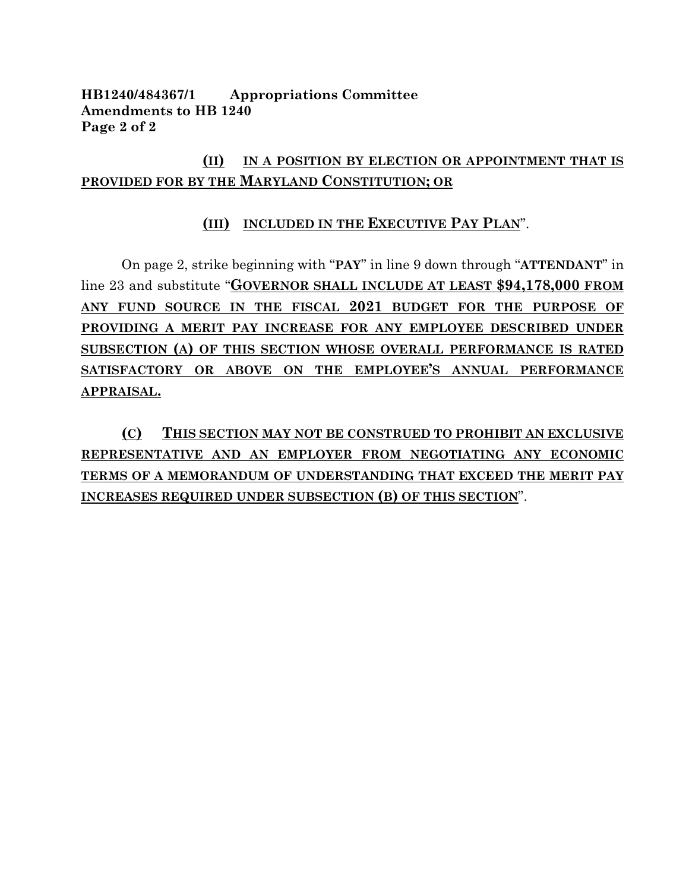**HB1240/484367/1 Appropriations Committee**
**Amendments to HB 1240**

**(II) IN A POSITION BY ELECTION OR APPOINTMENT THAT IS PROVIDED FOR BY THE MARYLAND CONSTITUTION; OR**

**(III) INCLUDED IN THE EXECUTIVE PAY PLAN**".

On page 2, strike beginning with "**PAY**" in line 9 down through "**ATTENDANT**" in line 23 and substitute "**GOVERNOR SHALL INCLUDE AT LEAST $94,178,000 FROM ANY FUND SOURCE IN THE FISCAL 2021 BUDGET FOR THE PURPOSE OF PROVIDING A MERIT PAY INCREASE FOR ANY EMPLOYEE DESCRIBED UNDER SUBSECTION (A) OF THIS SECTION WHOSE OVERALL PERFORMANCE IS RATED SATISFACTORY OR ABOVE ON THE EMPLOYEE'S ANNUAL PERFORMANCE APPRAISAL.**

**(C) THIS SECTION MAY NOT BE CONSTRUED TO PROHIBIT AN EXCLUSIVE REPRESENTATIVE AND AN EMPLOYER FROM NEGOTIATING ANY ECONOMIC TERMS OF A MEMORANDUM OF UNDERSTANDING THAT EXCEED THE MERIT PAY INCREASES REQUIRED UNDER SUBSECTION (B) OF THIS SECTION**".